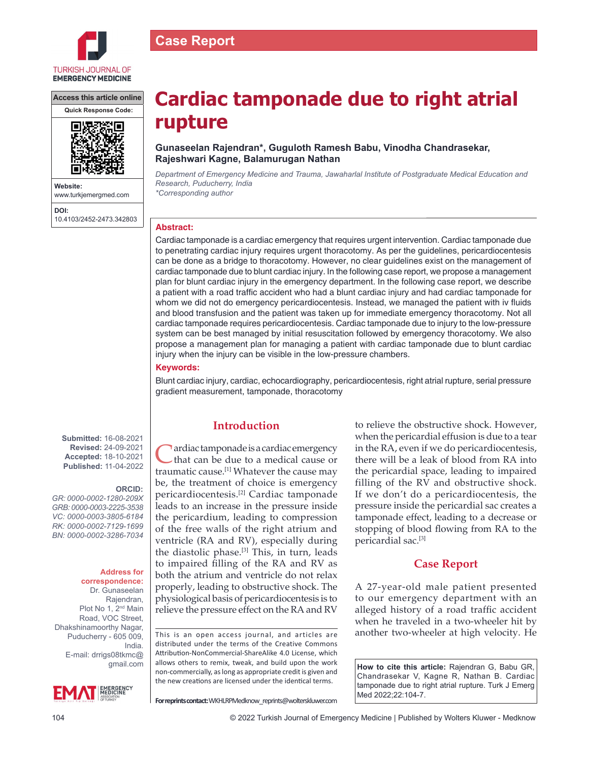Case Report

# Cardiac tamponade due to right atrial rupture

**Gunaseelan Rajendran*, Guguloth Ramesh Babu, Vinodha Chandrasekar, Rajeshwari Kagne, Balamurugan Nathan**

*Department of Emergency Medicine and Trauma, Jawaharlal Institute of Postgraduate Medical Education and Research, Puducherry, India*
*\*Corresponding author*

Access this article online

Quick Response Code:

Website: www.turkjemergmed.com

DOI: 10.4103/2452-2473.342803

**Abstract:**

Cardiac tamponade is a cardiac emergency that requires urgent intervention. Cardiac tamponade due to penetrating cardiac injury requires urgent thoracotomy. As per the guidelines, pericardiocentesis can be done as a bridge to thoracotomy. However, no clear guidelines exist on the management of cardiac tamponade due to blunt cardiac injury. In the following case report, we propose a management plan for blunt cardiac injury in the emergency department. In the following case report, we describe a patient with a road traffic accident who had a blunt cardiac injury and had cardiac tamponade for whom we did not do emergency pericardiocentesis. Instead, we managed the patient with iv fluids and blood transfusion and the patient was taken up for immediate emergency thoracotomy. Not all cardiac tamponade requires pericardiocentesis. Cardiac tamponade due to injury to the low-pressure system can be best managed by initial resuscitation followed by emergency thoracotomy. We also propose a management plan for managing a patient with cardiac tamponade due to blunt cardiac injury when the injury can be visible in the low-pressure chambers.

**Keywords:**

Blunt cardiac injury, cardiac, echocardiography, pericardiocentesis, right atrial rupture, serial pressure gradient measurement, tamponade, thoracotomy

**Submitted:** 16-08-2021
**Revised:** 24-09-2021
**Accepted:** 18-10-2021
**Published:** 11-04-2022

**ORCID:**
GR: 0000-0002-1280-209X
GRB: 0000-0003-2225-3538
VC: 0000-0003-3805-6184
RK: 0000-0002-7129-1699
BN: 0000-0002-3286-7034

**Address for correspondence:**
Dr. Gunaseelan Rajendran, Plot No 1, 2nd Main Road, VOC Street, Dhakshinamoorthy Nagar, Puducherry - 605 009, India.
E-mail: drrigs08tkmc@gmail.com

## Introduction

Cardiac tamponade is a cardiac emergency that can be due to a medical cause or traumatic cause.[1] Whatever the cause may be, the treatment of choice is emergency pericardiocentesis.[2] Cardiac tamponade leads to an increase in the pressure inside the pericardium, leading to compression of the free walls of the right atrium and ventricle (RA and RV), especially during the diastolic phase.[3] This, in turn, leads to impaired filling of the RA and RV as both the atrium and ventricle do not relax properly, leading to obstructive shock. The physiological basis of pericardiocentesis is to relieve the pressure effect on the RA and RV to relieve the obstructive shock. However, when the pericardial effusion is due to a tear in the RA, even if we do pericardiocentesis, there will be a leak of blood from RA into the pericardial space, leading to impaired filling of the RV and obstructive shock. If we don't do a pericardiocentesis, the pressure inside the pericardial sac creates a tamponade effect, leading to a decrease or stopping of blood flowing from RA to the pericardial sac.[3]

## Case Report

A 27-year-old male patient presented to our emergency department with an alleged history of a road traffic accident when he traveled in a two-wheeler hit by another two-wheeler at high velocity. He

This is an open access journal, and articles are distributed under the terms of the Creative Commons Attribution-NonCommercial-ShareAlike 4.0 License, which allows others to remix, tweak, and build upon the work non-commercially, as long as appropriate credit is given and the new creations are licensed under the identical terms.

**For reprints contact:** WKHLRPMedknow_reprints@wolterskluwer.com

**How to cite this article:** Rajendran G, Babu GR, Chandrasekar V, Kagne R, Nathan B. Cardiac tamponade due to right atrial rupture. Turk J Emerg Med 2022;22:104-7.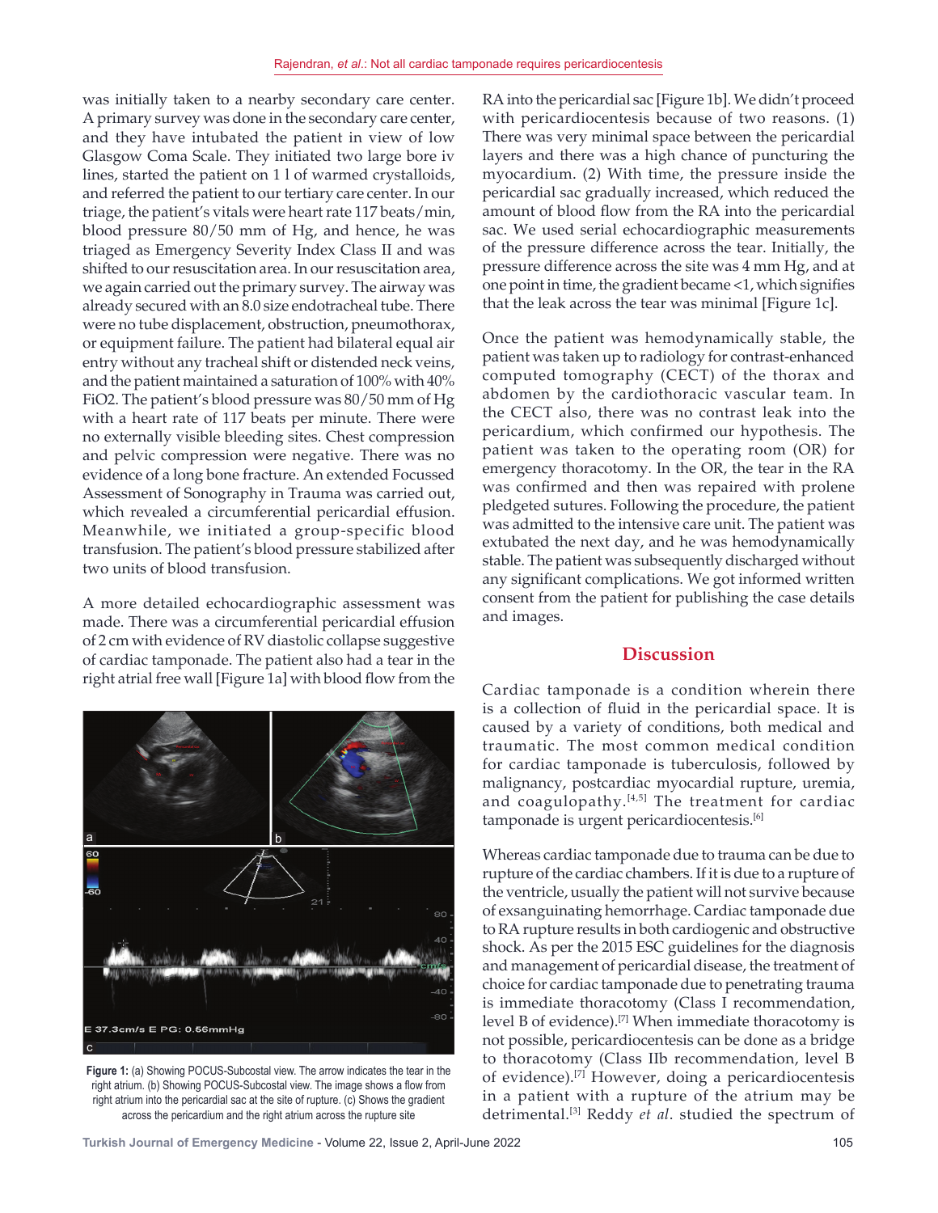was initially taken to a nearby secondary care center. A primary survey was done in the secondary care center, and they have intubated the patient in view of low Glasgow Coma Scale. They initiated two large bore iv lines, started the patient on 1 l of warmed crystalloids, and referred the patient to our tertiary care center. In our triage, the patient's vitals were heart rate 117 beats/min, blood pressure 80/50 mm of Hg, and hence, he was triaged as Emergency Severity Index Class II and was shifted to our resuscitation area. In our resuscitation area, we again carried out the primary survey. The airway was already secured with an 8.0 size endotracheal tube. There were no tube displacement, obstruction, pneumothorax, or equipment failure. The patient had bilateral equal air entry without any tracheal shift or distended neck veins, and the patient maintained a saturation of 100% with 40% FiO2. The patient's blood pressure was 80/50 mm of Hg with a heart rate of 117 beats per minute. There were no externally visible bleeding sites. Chest compression and pelvic compression were negative. There was no evidence of a long bone fracture. An extended Focussed Assessment of Sonography in Trauma was carried out, which revealed a circumferential pericardial effusion. Meanwhile, we initiated a group-specific blood transfusion. The patient's blood pressure stabilized after two units of blood transfusion.

A more detailed echocardiographic assessment was made. There was a circumferential pericardial effusion of 2 cm with evidence of RV diastolic collapse suggestive of cardiac tamponade. The patient also had a tear in the right atrial free wall [Figure 1a] with blood flow from the RA into the pericardial sac [Figure 1b]. We didn't proceed with pericardiocentesis because of two reasons. (1) There was very minimal space between the pericardial layers and there was a high chance of puncturing the myocardium. (2) With time, the pressure inside the pericardial sac gradually increased, which reduced the amount of blood flow from the RA into the pericardial sac. We used serial echocardiographic measurements of the pressure difference across the tear. Initially, the pressure difference across the site was 4 mm Hg, and at one point in time, the gradient became <1, which signifies that the leak across the tear was minimal [Figure 1c].

Figure 1: (a) Showing POCUS-Subcostal view. The arrow indicates the tear in the right atrium. (b) Showing POCUS-Subcostal view. The image shows a flow from right atrium into the pericardial sac at the site of rupture. (c) Shows the gradient across the pericardium and the right atrium across the rupture site

Once the patient was hemodynamically stable, the patient was taken up to radiology for contrast-enhanced computed tomography (CECT) of the thorax and abdomen by the cardiothoracic vascular team. In the CECT also, there was no contrast leak into the pericardium, which confirmed our hypothesis. The patient was taken to the operating room (OR) for emergency thoracotomy. In the OR, the tear in the RA was confirmed and then was repaired with prolene pledgeted sutures. Following the procedure, the patient was admitted to the intensive care unit. The patient was extubated the next day, and he was hemodynamically stable. The patient was subsequently discharged without any significant complications. We got informed written consent from the patient for publishing the case details and images.

## Discussion

Cardiac tamponade is a condition wherein there is a collection of fluid in the pericardial space. It is caused by a variety of conditions, both medical and traumatic. The most common medical condition for cardiac tamponade is tuberculosis, followed by malignancy, postcardiac myocardial rupture, uremia, and coagulopathy.[4,5] The treatment for cardiac tamponade is urgent pericardiocentesis.[6]

Whereas cardiac tamponade due to trauma can be due to rupture of the cardiac chambers. If it is due to a rupture of the ventricle, usually the patient will not survive because of exsanguinating hemorrhage. Cardiac tamponade due to RA rupture results in both cardiogenic and obstructive shock. As per the 2015 ESC guidelines for the diagnosis and management of pericardial disease, the treatment of choice for cardiac tamponade due to penetrating trauma is immediate thoracotomy (Class I recommendation, level B of evidence).[7] When immediate thoracotomy is not possible, pericardiocentesis can be done as a bridge to thoracotomy (Class IIb recommendation, level B of evidence).[7] However, doing a pericardiocentesis in a patient with a rupture of the atrium may be detrimental.[3] Reddy *et al*. studied the spectrum of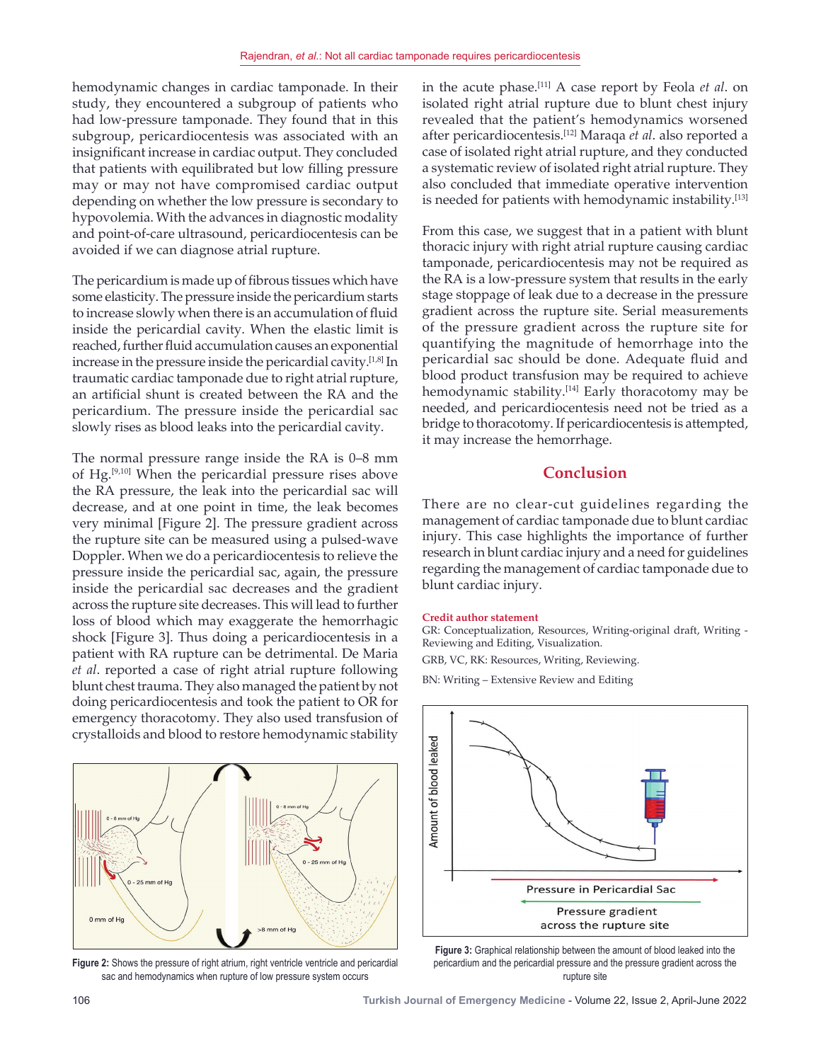hemodynamic changes in cardiac tamponade. In their study, they encountered a subgroup of patients who had low-pressure tamponade. They found that in this subgroup, pericardiocentesis was associated with an insignificant increase in cardiac output. They concluded that patients with equilibrated but low filling pressure may or may not have compromised cardiac output depending on whether the low pressure is secondary to hypovolemia. With the advances in diagnostic modality and point-of-care ultrasound, pericardiocentesis can be avoided if we can diagnose atrial rupture.

The pericardium is made up of fibrous tissues which have some elasticity. The pressure inside the pericardium starts to increase slowly when there is an accumulation of fluid inside the pericardial cavity. When the elastic limit is reached, further fluid accumulation causes an exponential increase in the pressure inside the pericardial cavity.[1,8] In traumatic cardiac tamponade due to right atrial rupture, an artificial shunt is created between the RA and the pericardium. The pressure inside the pericardial sac slowly rises as blood leaks into the pericardial cavity.

The normal pressure range inside the RA is 0–8 mm of Hg.[9,10] When the pericardial pressure rises above the RA pressure, the leak into the pericardial sac will decrease, and at one point in time, the leak becomes very minimal [Figure 2]. The pressure gradient across the rupture site can be measured using a pulsed-wave Doppler. When we do a pericardiocentesis to relieve the pressure inside the pericardial sac, again, the pressure inside the pericardial sac decreases and the gradient across the rupture site decreases. This will lead to further loss of blood which may exaggerate the hemorrhagic shock [Figure 3]. Thus doing a pericardiocentesis in a patient with RA rupture can be detrimental. De Maria *et al*. reported a case of right atrial rupture following blunt chest trauma. They also managed the patient by not doing pericardiocentesis and took the patient to OR for emergency thoracotomy. They also used transfusion of crystalloids and blood to restore hemodynamic stability in the acute phase.[11] A case report by Feola *et al*. on isolated right atrial rupture due to blunt chest injury revealed that the patient's hemodynamics worsened after pericardiocentesis.[12] Maraqa *et al*. also reported a case of isolated right atrial rupture, and they conducted a systematic review of isolated right atrial rupture. They also concluded that immediate operative intervention is needed for patients with hemodynamic instability.[13]

From this case, we suggest that in a patient with blunt thoracic injury with right atrial rupture causing cardiac tamponade, pericardiocentesis may not be required as the RA is a low-pressure system that results in the early stage stoppage of leak due to a decrease in the pressure gradient across the rupture site. Serial measurements of the pressure gradient across the rupture site for quantifying the magnitude of hemorrhage into the pericardial sac should be done. Adequate fluid and blood product transfusion may be required to achieve hemodynamic stability.[14] Early thoracotomy may be needed, and pericardiocentesis need not be tried as a bridge to thoracotomy. If pericardiocentesis is attempted, it may increase the hemorrhage.

## Conclusion

There are no clear-cut guidelines regarding the management of cardiac tamponade due to blunt cardiac injury. This case highlights the importance of further research in blunt cardiac injury and a need for guidelines regarding the management of cardiac tamponade due to blunt cardiac injury.

**Credit author statement**

GR: Conceptualization, Resources, Writing-original draft, Writing - Reviewing and Editing, Visualization.

GRB, VC, RK: Resources, Writing, Reviewing.

BN: Writing – Extensive Review and Editing

**Figure 2:** Shows the pressure of right atrium, right ventricle ventricle and pericardial sac and hemodynamics when rupture of low pressure system occurs

**Figure 3:** Graphical relationship between the amount of blood leaked into the pericardium and the pericardial pressure and the pressure gradient across the rupture site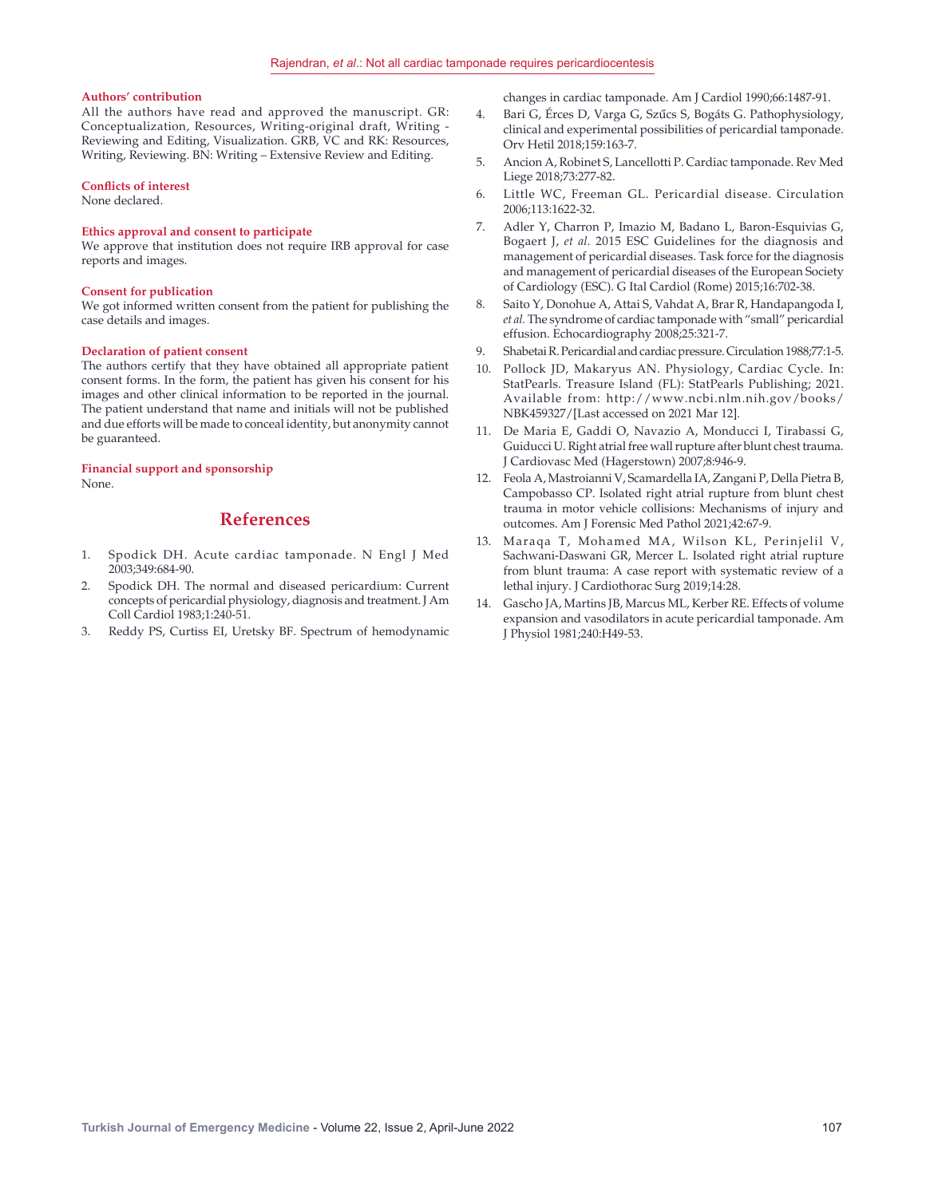**Authors' contribution**

All the authors have read and approved the manuscript. GR: Conceptualization, Resources, Writing-original draft, Writing - Reviewing and Editing, Visualization. GRB, VC and RK: Resources, Writing, Reviewing. BN: Writing – Extensive Review and Editing.

**Conflicts of interest**

None declared.

**Ethics approval and consent to participate**

We approve that institution does not require IRB approval for case reports and images.

**Consent for publication**

We got informed written consent from the patient for publishing the case details and images.

**Declaration of patient consent**

The authors certify that they have obtained all appropriate patient consent forms. In the form, the patient has given his consent for his images and other clinical information to be reported in the journal. The patient understand that name and initials will not be published and due efforts will be made to conceal identity, but anonymity cannot be guaranteed.

**Financial support and sponsorship**

None.

## References

1. Spodick DH. Acute cardiac tamponade. N Engl J Med 2003;349:684-90.
2. Spodick DH. The normal and diseased pericardium: Current concepts of pericardial physiology, diagnosis and treatment. J Am Coll Cardiol 1983;1:240-51.
3. Reddy PS, Curtiss EI, Uretsky BF. Spectrum of hemodynamic changes in cardiac tamponade. Am J Cardiol 1990;66:1487-91.
4. Bari G, Érces D, Varga G, Szűcs S, Bogáts G. Pathophysiology, clinical and experimental possibilities of pericardial tamponade. Orv Hetil 2018;159:163-7.
5. Ancion A, Robinet S, Lancellotti P. Cardiac tamponade. Rev Med Liege 2018;73:277-82.
6. Little WC, Freeman GL. Pericardial disease. Circulation 2006;113:1622-32.
7. Adler Y, Charron P, Imazio M, Badano L, Baron-Esquivias G, Bogaert J, *et al*. 2015 ESC Guidelines for the diagnosis and management of pericardial diseases. Task force for the diagnosis and management of pericardial diseases of the European Society of Cardiology (ESC). G Ital Cardiol (Rome) 2015;16:702-38.
8. Saito Y, Donohue A, Attai S, Vahdat A, Brar R, Handapangoda I, *et al.* The syndrome of cardiac tamponade with "small" pericardial effusion. Echocardiography 2008;25:321-7.
9. Shabetai R. Pericardial and cardiac pressure. Circulation 1988;77:1-5.
10. Pollock JD, Makaryus AN. Physiology, Cardiac Cycle. In: StatPearls. Treasure Island (FL): StatPearls Publishing; 2021. Available from: http://www.ncbi.nlm.nih.gov/books/NBK459327/[Last accessed on 2021 Mar 12].
11. De Maria E, Gaddi O, Navazio A, Monducci I, Tirabassi G, Guiducci U. Right atrial free wall rupture after blunt chest trauma. J Cardiovasc Med (Hagerstown) 2007;8:946-9.
12. Feola A, Mastroianni V, Scamardella IA, Zangani P, Della Pietra B, Campobasso CP. Isolated right atrial rupture from blunt chest trauma in motor vehicle collisions: Mechanisms of injury and outcomes. Am J Forensic Med Pathol 2021;42:67-9.
13. Maraqa T, Mohamed MA, Wilson KL, Perinjelil V, Sachwani-Daswani GR, Mercer L. Isolated right atrial rupture from blunt trauma: A case report with systematic review of a lethal injury. J Cardiothorac Surg 2019;14:28.
14. Gascho JA, Martins JB, Marcus ML, Kerber RE. Effects of volume expansion and vasodilators in acute pericardial tamponade. Am J Physiol 1981;240:H49-53.